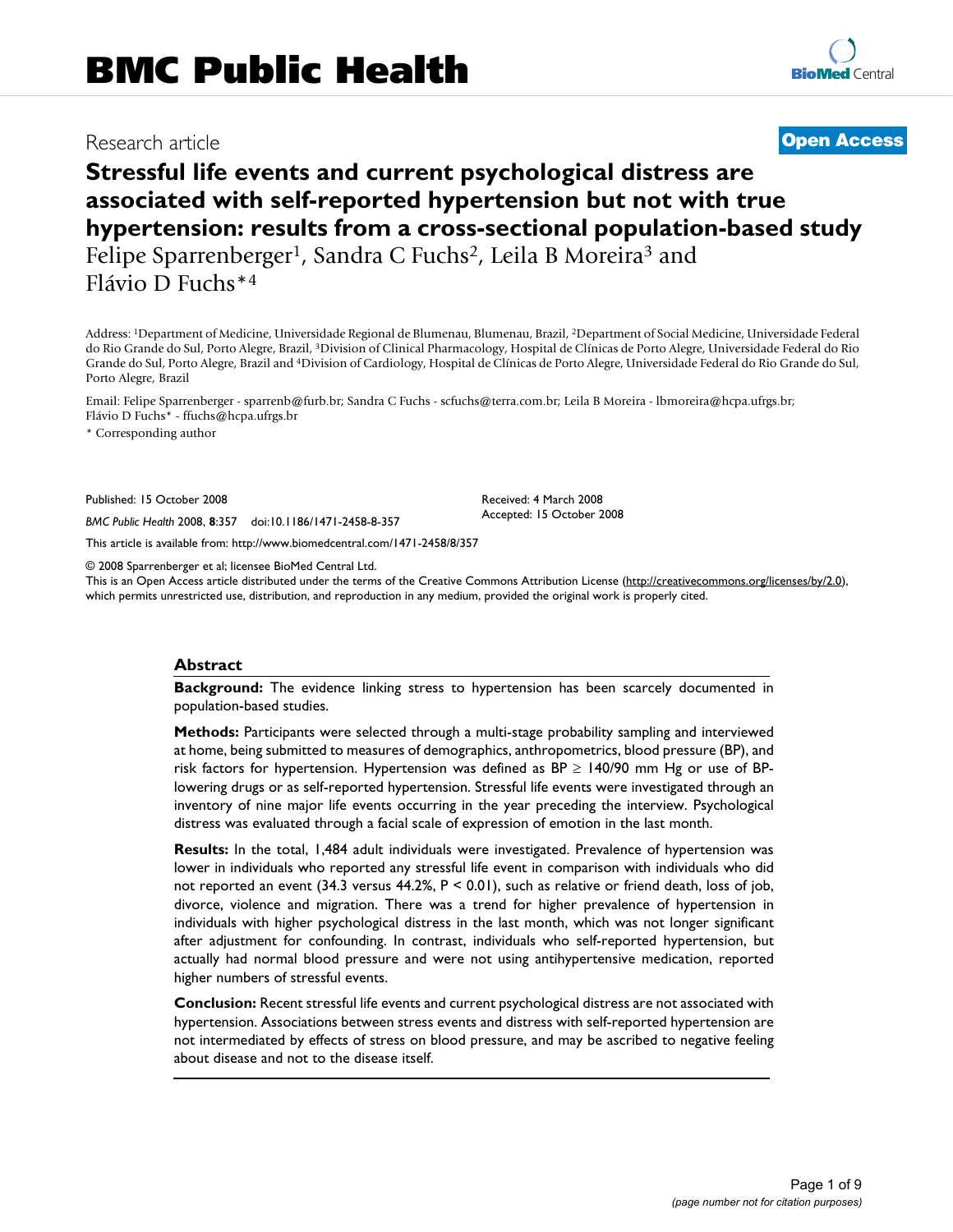BMC Public Health

Research article

Open Access

# Stressful life events and current psychological distress are associated with self-reported hypertension but not with true hypertension: results from a cross-sectional population-based study

Felipe Sparrenberger[1], Sandra C Fuchs[2], Leila B Moreira[3] and Flávio D Fuchs*[4]

Address: [1]Department of Medicine, Universidade Regional de Blumenau, Blumenau, Brazil, [2]Department of Social Medicine, Universidade Federal do Rio Grande do Sul, Porto Alegre, Brazil, [3]Division of Clinical Pharmacology, Hospital de Clínicas de Porto Alegre, Universidade Federal do Rio Grande do Sul, Porto Alegre, Brazil and [4]Division of Cardiology, Hospital de Clínicas de Porto Alegre, Universidade Federal do Rio Grande do Sul, Porto Alegre, Brazil

Email: Felipe Sparrenberger - sparrenb@furb.br; Sandra C Fuchs - scfuchs@terra.com.br; Leila B Moreira - lbmoreira@hcpa.ufrgs.br; Flávio D Fuchs* - ffuchs@hcpa.ufrgs.br

* Corresponding author

Published: 15 October 2008

*BMC Public Health* 2008, **8**:357 doi:10.1186/1471-2458-8-357

Received: 4 March 2008
Accepted: 15 October 2008

This article is available from: http://www.biomedcentral.com/1471-2458/8/357

© 2008 Sparrenberger et al; licensee BioMed Central Ltd.
This is an Open Access article distributed under the terms of the Creative Commons Attribution License (http://creativecommons.org/licenses/by/2.0), which permits unrestricted use, distribution, and reproduction in any medium, provided the original work is properly cited.

## Abstract

**Background:** The evidence linking stress to hypertension has been scarcely documented in population-based studies.

**Methods:** Participants were selected through a multi-stage probability sampling and interviewed at home, being submitted to measures of demographics, anthropometrics, blood pressure (BP), and risk factors for hypertension. Hypertension was defined as BP ≥ 140/90 mm Hg or use of BP-lowering drugs or as self-reported hypertension. Stressful life events were investigated through an inventory of nine major life events occurring in the year preceding the interview. Psychological distress was evaluated through a facial scale of expression of emotion in the last month.

**Results:** In the total, 1,484 adult individuals were investigated. Prevalence of hypertension was lower in individuals who reported any stressful life event in comparison with individuals who did not reported an event (34.3 versus 44.2%, $P < 0.01$), such as relative or friend death, loss of job, divorce, violence and migration. There was a trend for higher prevalence of hypertension in individuals with higher psychological distress in the last month, which was not longer significant after adjustment for confounding. In contrast, individuals who self-reported hypertension, but actually had normal blood pressure and were not using antihypertensive medication, reported higher numbers of stressful events.

**Conclusion:** Recent stressful life events and current psychological distress are not associated with hypertension. Associations between stress events and distress with self-reported hypertension are not intermediated by effects of stress on blood pressure, and may be ascribed to negative feeling about disease and not to the disease itself.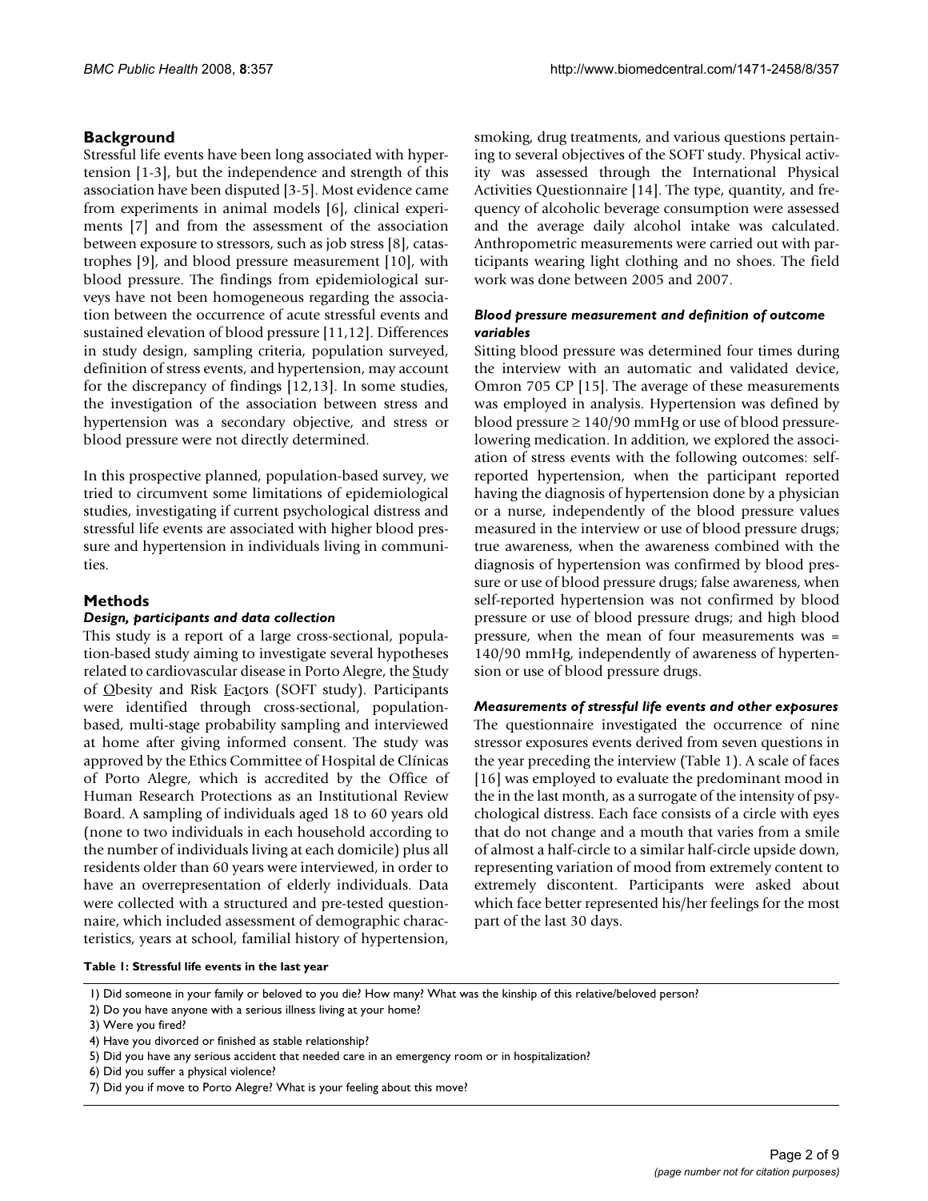## Background

Stressful life events have been long associated with hypertension [1-3], but the independence and strength of this association have been disputed [3-5]. Most evidence came from experiments in animal models [6], clinical experiments [7] and from the assessment of the association between exposure to stressors, such as job stress [8], catastrophes [9], and blood pressure measurement [10], with blood pressure. The findings from epidemiological surveys have not been homogeneous regarding the association between the occurrence of acute stressful events and sustained elevation of blood pressure [11,12]. Differences in study design, sampling criteria, population surveyed, definition of stress events, and hypertension, may account for the discrepancy of findings [12,13]. In some studies, the investigation of the association between stress and hypertension was a secondary objective, and stress or blood pressure were not directly determined.

In this prospective planned, population-based survey, we tried to circumvent some limitations of epidemiological studies, investigating if current psychological distress and stressful life events are associated with higher blood pressure and hypertension in individuals living in communities.

## Methods

### *Design, participants and data collection*

This study is a report of a large cross-sectional, population-based study aiming to investigate several hypotheses related to cardiovascular disease in Porto Alegre, the Study of Obesity and Risk Factors (SOFT study). Participants were identified through cross-sectional, population-based, multi-stage probability sampling and interviewed at home after giving informed consent. The study was approved by the Ethics Committee of Hospital de Clínicas of Porto Alegre, which is accredited by the Office of Human Research Protections as an Institutional Review Board. A sampling of individuals aged 18 to 60 years old (none to two individuals in each household according to the number of individuals living at each domicile) plus all residents older than 60 years were interviewed, in order to have an overrepresentation of elderly individuals. Data were collected with a structured and pre-tested questionnaire, which included assessment of demographic characteristics, years at school, familial history of hypertension, smoking, drug treatments, and various questions pertaining to several objectives of the SOFT study. Physical activity was assessed through the International Physical Activities Questionnaire [14]. The type, quantity, and frequency of alcoholic beverage consumption were assessed and the average daily alcohol intake was calculated. Anthropometric measurements were carried out with participants wearing light clothing and no shoes. The field work was done between 2005 and 2007.

### *Blood pressure measurement and definition of outcome variables*

Sitting blood pressure was determined four times during the interview with an automatic and validated device, Omron 705 CP [15]. The average of these measurements was employed in analysis. Hypertension was defined by blood pressure ≥ 140/90 mmHg or use of blood pressure-lowering medication. In addition, we explored the association of stress events with the following outcomes: self-reported hypertension, when the participant reported having the diagnosis of hypertension done by a physician or a nurse, independently of the blood pressure values measured in the interview or use of blood pressure drugs; true awareness, when the awareness combined with the diagnosis of hypertension was confirmed by blood pressure or use of blood pressure drugs; false awareness, when self-reported hypertension was not confirmed by blood pressure or use of blood pressure drugs; and high blood pressure, when the mean of four measurements was = 140/90 mmHg, independently of awareness of hypertension or use of blood pressure drugs.

### *Measurements of stressful life events and other exposures*

The questionnaire investigated the occurrence of nine stressor exposures events derived from seven questions in the year preceding the interview (Table 1). A scale of faces [16] was employed to evaluate the predominant mood in the in the last month, as a surrogate of the intensity of psychological distress. Each face consists of a circle with eyes that do not change and a mouth that varies from a smile of almost a half-circle to a similar half-circle upside down, representing variation of mood from extremely content to extremely discontent. Participants were asked about which face better represented his/her feelings for the most part of the last 30 days.

**Table 1: Stressful life events in the last year**

| |
|---|
| 1) Did someone in your family or beloved to you die? How many? What was the kinship of this relative/beloved person? |
| 2) Do you have anyone with a serious illness living at your home? |
| 3) Were you fired? |
| 4) Have you divorced or finished as stable relationship? |
| 5) Did you have any serious accident that needed care in an emergency room or in hospitalization? |
| 6) Did you suffer a physical violence? |
| 7) Did you if move to Porto Alegre? What is your feeling about this move? |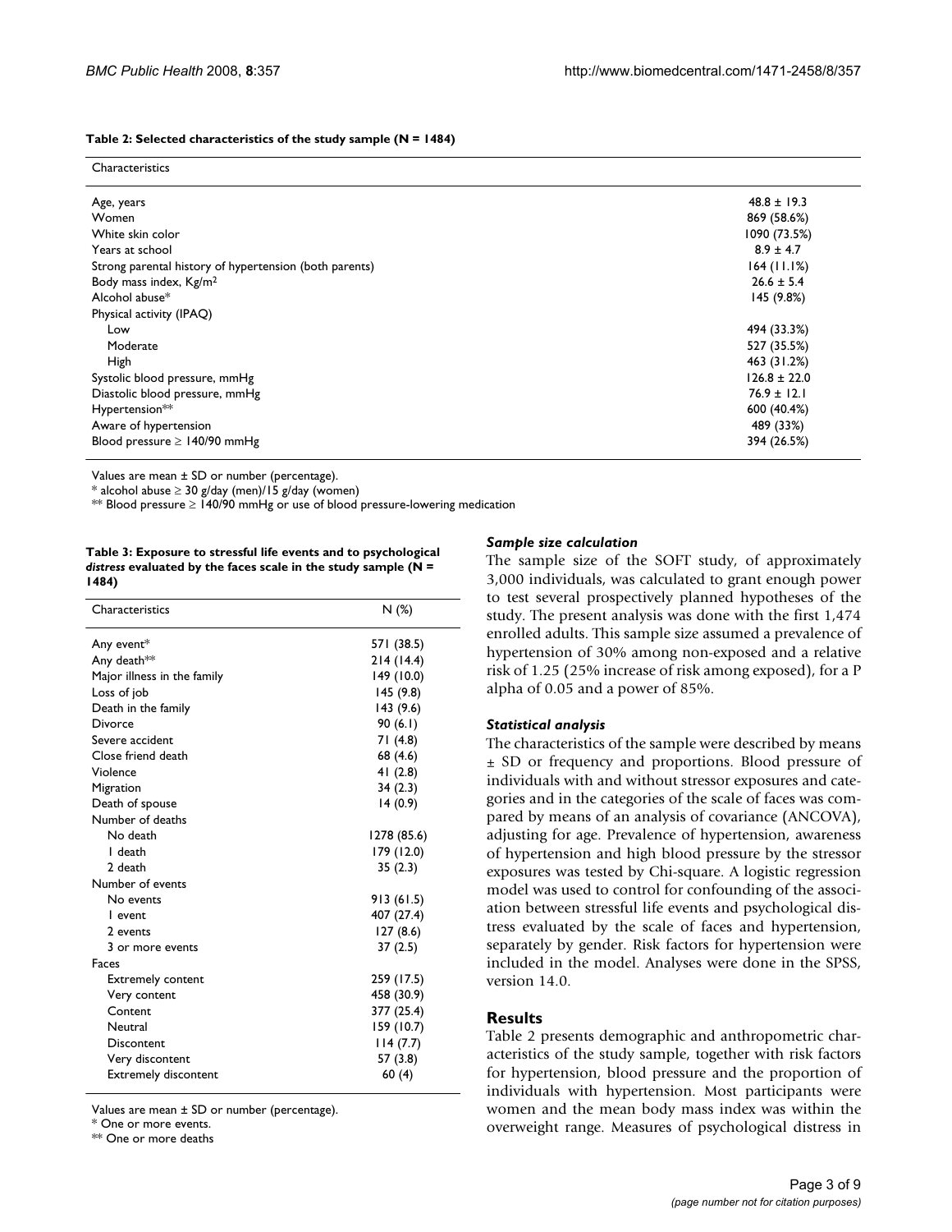**Table 2: Selected characteristics of the study sample (N = 1484)**

| Characteristics | |
|---|---|
| Age, years | 48.8 ± 19.3 |
| Women | 869 (58.6%) |
| White skin color | 1090 (73.5%) |
| Years at school | 8.9 ± 4.7 |
| Strong parental history of hypertension (both parents) | 164 (11.1%) |
| Body mass index, Kg/m$^2$ | 26.6 ± 5.4 |
| Alcohol abuse* | 145 (9.8%) |
| Physical activity (IPAQ) | |
| Low | 494 (33.3%) |
| Moderate | 527 (35.5%) |
| High | 463 (31.2%) |
| Systolic blood pressure, mmHg | 126.8 ± 22.0 |
| Diastolic blood pressure, mmHg | 76.9 ± 12.1 |
| Hypertension** | 600 (40.4%) |
| Aware of hypertension | 489 (33%) |
| Blood pressure ≥ 140/90 mmHg | 394 (26.5%) |

Values are mean ± SD or number (percentage).
* alcohol abuse ≥ 30 g/day (men)/15 g/day (women)
** Blood pressure ≥ 140/90 mmHg or use of blood pressure-lowering medication

**Table 3: Exposure to stressful life events and to psychological *distress* evaluated by the faces scale in the study sample (N = 1484)**

| Characteristics | N (%) |
|---|---|
| Any event* | 571 (38.5) |
| Any death** | 214 (14.4) |
| Major illness in the family | 149 (10.0) |
| Loss of job | 145 (9.8) |
| Death in the family | 143 (9.6) |
| Divorce | 90 (6.1) |
| Severe accident | 71 (4.8) |
| Close friend death | 68 (4.6) |
| Violence | 41 (2.8) |
| Migration | 34 (2.3) |
| Death of spouse | 14 (0.9) |
| Number of deaths | |
| No death | 1278 (85.6) |
| 1 death | 179 (12.0) |
| 2 death | 35 (2.3) |
| Number of events | |
| No events | 913 (61.5) |
| 1 event | 407 (27.4) |
| 2 events | 127 (8.6) |
| 3 or more events | 37 (2.5) |
| Faces | |
| Extremely content | 259 (17.5) |
| Very content | 458 (30.9) |
| Content | 377 (25.4) |
| Neutral | 159 (10.7) |
| Discontent | 114 (7.7) |
| Very discontent | 57 (3.8) |
| Extremely discontent | 60 (4) |

Values are mean ± SD or number (percentage).
* One or more events.
** One or more deaths

### *Sample size calculation*

The sample size of the SOFT study, of approximately 3,000 individuals, was calculated to grant enough power to test several prospectively planned hypotheses of the study. The present analysis was done with the first 1,474 enrolled adults. This sample size assumed a prevalence of hypertension of 30% among non-exposed and a relative risk of 1.25 (25% increase of risk among exposed), for a P alpha of 0.05 and a power of 85%.

### *Statistical analysis*

The characteristics of the sample were described by means ± SD or frequency and proportions. Blood pressure of individuals with and without stressor exposures and categories and in the categories of the scale of faces was compared by means of an analysis of covariance (ANCOVA), adjusting for age. Prevalence of hypertension, awareness of hypertension and high blood pressure by the stressor exposures was tested by Chi-square. A logistic regression model was used to control for confounding of the association between stressful life events and psychological distress evaluated by the scale of faces and hypertension, separately by gender. Risk factors for hypertension were included in the model. Analyses were done in the SPSS, version 14.0.

## Results

Table 2 presents demographic and anthropometric characteristics of the study sample, together with risk factors for hypertension, blood pressure and the proportion of individuals with hypertension. Most participants were women and the mean body mass index was within the overweight range. Measures of psychological distress in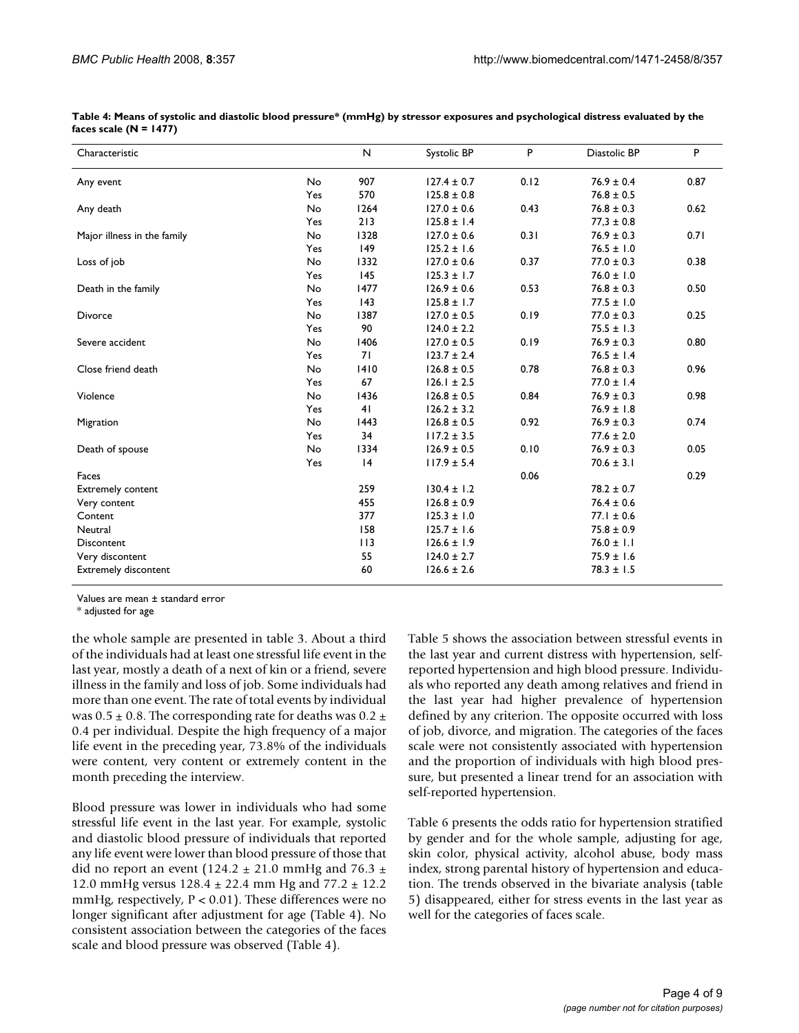**Table 4: Means of systolic and diastolic blood pressure* (mmHg) by stressor exposures and psychological distress evaluated by the faces scale (N = 1477)**

| Characteristic | | N | Systolic BP | P | Diastolic BP | P |
|---|---|---|---|---|---|---|
| Any event | No | 907 | 127.4 ± 0.7 | 0.12 | 76.9 ± 0.4 | 0.87 |
| | Yes | 570 | 125.8 ± 0.8 | | 76.8 ± 0.5 | |
| Any death | No | 1264 | 127.0 ± 0.6 | 0.43 | 76.8 ± 0.3 | 0.62 |
| | Yes | 213 | 125.8 ± 1.4 | | 77,3 ± 0.8 | |
| Major illness in the family | No | 1328 | 127.0 ± 0.6 | 0.31 | 76.9 ± 0.3 | 0.71 |
| | Yes | 149 | 125.2 ± 1.6 | | 76.5 ± 1.0 | |
| Loss of job | No | 1332 | 127.0 ± 0.6 | 0.37 | 77.0 ± 0.3 | 0.38 |
| | Yes | 145 | 125.3 ± 1.7 | | 76.0 ± 1.0 | |
| Death in the family | No | 1477 | 126.9 ± 0.6 | 0.53 | 76.8 ± 0.3 | 0.50 |
| | Yes | 143 | 125.8 ± 1.7 | | 77.5 ± 1.0 | |
| Divorce | No | 1387 | 127.0 ± 0.5 | 0.19 | 77.0 ± 0.3 | 0.25 |
| | Yes | 90 | 124.0 ± 2.2 | | 75.5 ± 1.3 | |
| Severe accident | No | 1406 | 127.0 ± 0.5 | 0.19 | 76.9 ± 0.3 | 0.80 |
| | Yes | 71 | 123.7 ± 2.4 | | 76.5 ± 1.4 | |
| Close friend death | No | 1410 | 126.8 ± 0.5 | 0.78 | 76.8 ± 0.3 | 0.96 |
| | Yes | 67 | 126.1 ± 2.5 | | 77.0 ± 1.4 | |
| Violence | No | 1436 | 126.8 ± 0.5 | 0.84 | 76.9 ± 0.3 | 0.98 |
| | Yes | 41 | 126.2 ± 3.2 | | 76.9 ± 1.8 | |
| Migration | No | 1443 | 126.8 ± 0.5 | 0.92 | 76.9 ± 0.3 | 0.74 |
| | Yes | 34 | 117.2 ± 3.5 | | 77.6 ± 2.0 | |
| Death of spouse | No | 1334 | 126.9 ± 0.5 | 0.10 | 76.9 ± 0.3 | 0.05 |
| | Yes | 14 | 117.9 ± 5.4 | | 70.6 ± 3.1 | |
| Faces | | | | 0.06 | | 0.29 |
| Extremely content | | 259 | 130.4 ± 1.2 | | 78.2 ± 0.7 | |
| Very content | | 455 | 126.8 ± 0.9 | | 76.4 ± 0.6 | |
| Content | | 377 | 125.3 ± 1.0 | | 77.1 ± 0.6 | |
| Neutral | | 158 | 125.7 ± 1.6 | | 75.8 ± 0.9 | |
| Discontent | | 113 | 126.6 ± 1.9 | | 76.0 ± 1.1 | |
| Very discontent | | 55 | 124.0 ± 2.7 | | 75.9 ± 1.6 | |
| Extremely discontent | | 60 | 126.6 ± 2.6 | | 78.3 ± 1.5 | |

Values are mean ± standard error

* adjusted for age

the whole sample are presented in table 3. About a third of the individuals had at least one stressful life event in the last year, mostly a death of a next of kin or a friend, severe illness in the family and loss of job. Some individuals had more than one event. The rate of total events by individual was 0.5 ± 0.8. The corresponding rate for deaths was 0.2 ± 0.4 per individual. Despite the high frequency of a major life event in the preceding year, 73.8% of the individuals were content, very content or extremely content in the month preceding the interview.

Blood pressure was lower in individuals who had some stressful life event in the last year. For example, systolic and diastolic blood pressure of individuals that reported any life event were lower than blood pressure of those that did no report an event (124.2 ± 21.0 mmHg and 76.3 ± 12.0 mmHg versus 128.4 ± 22.4 mm Hg and 77.2 ± 12.2 mmHg, respectively, $P < 0.01$). These differences were no longer significant after adjustment for age (Table 4). No consistent association between the categories of the faces scale and blood pressure was observed (Table 4).

Table 5 shows the association between stressful events in the last year and current distress with hypertension, self-reported hypertension and high blood pressure. Individuals who reported any death among relatives and friend in the last year had higher prevalence of hypertension defined by any criterion. The opposite occurred with loss of job, divorce, and migration. The categories of the faces scale were not consistently associated with hypertension and the proportion of individuals with high blood pressure, but presented a linear trend for an association with self-reported hypertension.

Table 6 presents the odds ratio for hypertension stratified by gender and for the whole sample, adjusting for age, skin color, physical activity, alcohol abuse, body mass index, strong parental history of hypertension and education. The trends observed in the bivariate analysis (table 5) disappeared, either for stress events in the last year as well for the categories of faces scale.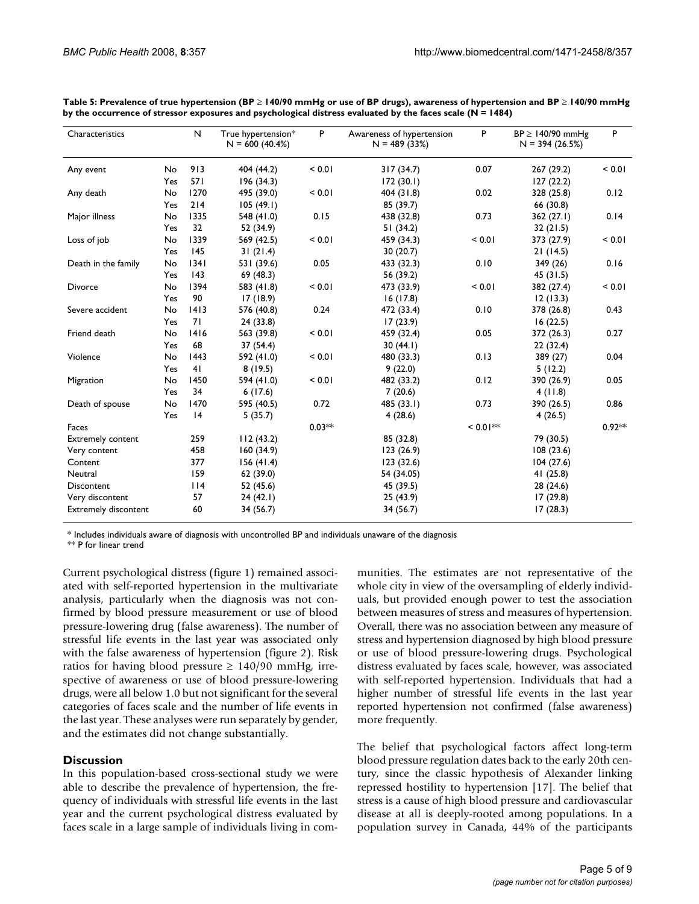**Table 5: Prevalence of true hypertension (BP ≥ 140/90 mmHg or use of BP drugs), awareness of hypertension and BP ≥ 140/90 mmHg by the occurrence of stressor exposures and psychological distress evaluated by the faces scale (N = 1484)**

| Characteristics | | N | True hypertension* N = 600 (40.4%) | P | Awareness of hypertension N = 489 (33%) | P | BP ≥ 140/90 mmHg N = 394 (26.5%) | P |
|---|---|---|---|---|---|---|---|---|
| Any event | No | 913 | 404 (44.2) | < 0.01 | 317 (34.7) | 0.07 | 267 (29.2) | < 0.01 |
| | Yes | 571 | 196 (34.3) | | 172 (30.1) | | 127 (22.2) | |
| Any death | No | 1270 | 495 (39.0) | < 0.01 | 404 (31.8) | 0.02 | 328 (25.8) | 0.12 |
| | Yes | 214 | 105 (49.1) | | 85 (39.7) | | 66 (30.8) | |
| Major illness | No | 1335 | 548 (41.0) | 0.15 | 438 (32.8) | 0.73 | 362 (27.1) | 0.14 |
| | Yes | 32 | 52 (34.9) | | 51 (34.2) | | 32 (21.5) | |
| Loss of job | No | 1339 | 569 (42.5) | < 0.01 | 459 (34.3) | < 0.01 | 373 (27.9) | < 0.01 |
| | Yes | 145 | 31 (21.4) | | 30 (20.7) | | 21 (14.5) | |
| Death in the family | No | 1341 | 531 (39.6) | 0.05 | 433 (32.3) | 0.10 | 349 (26) | 0.16 |
| | Yes | 143 | 69 (48.3) | | 56 (39.2) | | 45 (31.5) | |
| Divorce | No | 1394 | 583 (41.8) | < 0.01 | 473 (33.9) | < 0.01 | 382 (27.4) | < 0.01 |
| | Yes | 90 | 17 (18.9) | | 16 (17.8) | | 12 (13.3) | |
| Severe accident | No | 1413 | 576 (40.8) | 0.24 | 472 (33.4) | 0.10 | 378 (26.8) | 0.43 |
| | Yes | 71 | 24 (33.8) | | 17 (23.9) | | 16 (22.5) | |
| Friend death | No | 1416 | 563 (39.8) | < 0.01 | 459 (32.4) | 0.05 | 372 (26.3) | 0.27 |
| | Yes | 68 | 37 (54.4) | | 30 (44.1) | | 22 (32.4) | |
| Violence | No | 1443 | 592 (41.0) | < 0.01 | 480 (33.3) | 0.13 | 389 (27) | 0.04 |
| | Yes | 41 | 8 (19.5) | | 9 (22.0) | | 5 (12.2) | |
| Migration | No | 1450 | 594 (41.0) | < 0.01 | 482 (33.2) | 0.12 | 390 (26.9) | 0.05 |
| | Yes | 34 | 6 (17.6) | | 7 (20.6) | | 4 (11.8) | |
| Death of spouse | No | 1470 | 595 (40.5) | 0.72 | 485 (33.1) | 0.73 | 390 (26.5) | 0.86 |
| | Yes | 14 | 5 (35.7) | | 4 (28.6) | | 4 (26.5) | |
| Faces | | | | 0.03** | | < 0.01** | | 0.92** |
| Extremely content | | 259 | 112 (43.2) | | 85 (32.8) | | 79 (30.5) | |
| Very content | | 458 | 160 (34.9) | | 123 (26.9) | | 108 (23.6) | |
| Content | | 377 | 156 (41.4) | | 123 (32.6) | | 104 (27.6) | |
| Neutral | | 159 | 62 (39.0) | | 54 (34.05) | | 41 (25.8) | |
| Discontent | | 114 | 52 (45.6) | | 45 (39.5) | | 28 (24.6) | |
| Very discontent | | 57 | 24 (42.1) | | 25 (43.9) | | 17 (29.8) | |
| Extremely discontent | | 60 | 34 (56.7) | | 34 (56.7) | | 17 (28.3) | |

* Includes individuals aware of diagnosis with uncontrolled BP and individuals unaware of the diagnosis

** P for linear trend

Current psychological distress (figure 1) remained associated with self-reported hypertension in the multivariate analysis, particularly when the diagnosis was not confirmed by blood pressure measurement or use of blood pressure-lowering drug (false awareness). The number of stressful life events in the last year was associated only with the false awareness of hypertension (figure 2). Risk ratios for having blood pressure ≥ 140/90 mmHg, irrespective of awareness or use of blood pressure-lowering drugs, were all below 1.0 but not significant for the several categories of faces scale and the number of life events in the last year. These analyses were run separately by gender, and the estimates did not change substantially.

## Discussion

In this population-based cross-sectional study we were able to describe the prevalence of hypertension, the frequency of individuals with stressful life events in the last year and the current psychological distress evaluated by faces scale in a large sample of individuals living in communities. The estimates are not representative of the whole city in view of the oversampling of elderly individuals, but provided enough power to test the association between measures of stress and measures of hypertension. Overall, there was no association between any measure of stress and hypertension diagnosed by high blood pressure or use of blood pressure-lowering drugs. Psychological distress evaluated by faces scale, however, was associated with self-reported hypertension. Individuals that had a higher number of stressful life events in the last year reported hypertension not confirmed (false awareness) more frequently.

The belief that psychological factors affect long-term blood pressure regulation dates back to the early 20th century, since the classic hypothesis of Alexander linking repressed hostility to hypertension [17]. The belief that stress is a cause of high blood pressure and cardiovascular disease at all is deeply-rooted among populations. In a population survey in Canada, 44% of the participants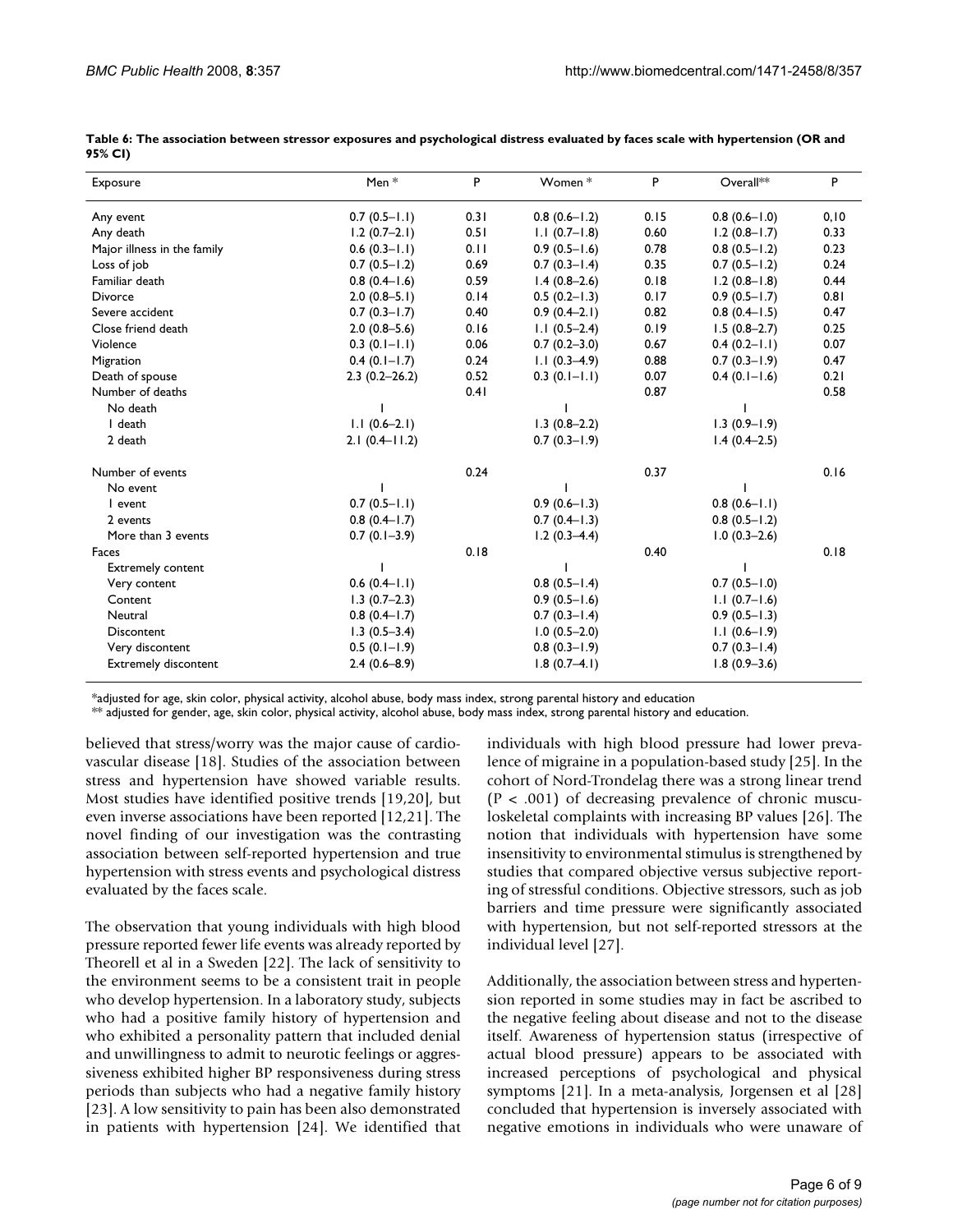**Table 6: The association between stressor exposures and psychological distress evaluated by faces scale with hypertension (OR and 95% CI)**

| Exposure | Men * | P | Women * | P | Overall** | P |
|---|---|---|---|---|---|---|
| Any event | 0.7 (0.5–1.1) | 0.31 | 0.8 (0.6–1.2) | 0.15 | 0.8 (0.6–1.0) | 0,10 |
| Any death | 1.2 (0.7–2.1) | 0.51 | 1.1 (0.7–1.8) | 0.60 | 1.2 (0.8–1.7) | 0.33 |
| Major illness in the family | 0.6 (0.3–1.1) | 0.11 | 0.9 (0.5–1.6) | 0.78 | 0.8 (0.5–1.2) | 0.23 |
| Loss of job | 0.7 (0.5–1.2) | 0.69 | 0.7 (0.3–1.4) | 0.35 | 0.7 (0.5–1.2) | 0.24 |
| Familiar death | 0.8 (0.4–1.6) | 0.59 | 1.4 (0.8–2.6) | 0.18 | 1.2 (0.8–1.8) | 0.44 |
| Divorce | 2.0 (0.8–5.1) | 0.14 | 0.5 (0.2–1.3) | 0.17 | 0.9 (0.5–1.7) | 0.81 |
| Severe accident | 0.7 (0.3–1.7) | 0.40 | 0.9 (0.4–2.1) | 0.82 | 0.8 (0.4–1.5) | 0.47 |
| Close friend death | 2.0 (0.8–5.6) | 0.16 | 1.1 (0.5–2.4) | 0.19 | 1.5 (0.8–2.7) | 0.25 |
| Violence | 0.3 (0.1–1.1) | 0.06 | 0.7 (0.2–3.0) | 0.67 | 0.4 (0.2–1.1) | 0.07 |
| Migration | 0.4 (0.1–1.7) | 0.24 | 1.1 (0.3–4.9) | 0.88 | 0.7 (0.3–1.9) | 0.47 |
| Death of spouse | 2.3 (0.2–26.2) | 0.52 | 0.3 (0.1–1.1) | 0.07 | 0.4 (0.1–1.6) | 0.21 |
| Number of deaths | | 0.41 | | 0.87 | | 0.58 |
| No death | 1 | | 1 | | 1 | |
| 1 death | 1.1 (0.6–2.1) | | 1.3 (0.8–2.2) | | 1.3 (0.9–1.9) | |
| 2 death | 2.1 (0.4–11.2) | | 0.7 (0.3–1.9) | | 1.4 (0.4–2.5) | |
| Number of events | | 0.24 | | 0.37 | | 0.16 |
| No event | 1 | | 1 | | 1 | |
| 1 event | 0.7 (0.5–1.1) | | 0.9 (0.6–1.3) | | 0.8 (0.6–1.1) | |
| 2 events | 0.8 (0.4–1.7) | | 0.7 (0.4–1.3) | | 0.8 (0.5–1.2) | |
| More than 3 events | 0.7 (0.1–3.9) | | 1.2 (0.3–4.4) | | 1.0 (0.3–2.6) | |
| Faces | | 0.18 | | 0.40 | | 0.18 |
| Extremely content | 1 | | 1 | | 1 | |
| Very content | 0.6 (0.4–1.1) | | 0.8 (0.5–1.4) | | 0.7 (0.5–1.0) | |
| Content | 1.3 (0.7–2.3) | | 0.9 (0.5–1.6) | | 1.1 (0.7–1.6) | |
| Neutral | 0.8 (0.4–1.7) | | 0.7 (0.3–1.4) | | 0.9 (0.5–1.3) | |
| Discontent | 1.3 (0.5–3.4) | | 1.0 (0.5–2.0) | | 1.1 (0.6–1.9) | |
| Very discontent | 0.5 (0.1–1.9) | | 0.8 (0.3–1.9) | | 0.7 (0.3–1.4) | |
| Extremely discontent | 2.4 (0.6–8.9) | | 1.8 (0.7–4.1) | | 1.8 (0.9–3.6) | |

*adjusted for age, skin color, physical activity, alcohol abuse, body mass index, strong parental history and education

** adjusted for gender, age, skin color, physical activity, alcohol abuse, body mass index, strong parental history and education.

believed that stress/worry was the major cause of cardiovascular disease [18]. Studies of the association between stress and hypertension have showed variable results. Most studies have identified positive trends [19,20], but even inverse associations have been reported [12,21]. The novel finding of our investigation was the contrasting association between self-reported hypertension and true hypertension with stress events and psychological distress evaluated by the faces scale.

The observation that young individuals with high blood pressure reported fewer life events was already reported by Theorell et al in a Sweden [22]. The lack of sensitivity to the environment seems to be a consistent trait in people who develop hypertension. In a laboratory study, subjects who had a positive family history of hypertension and who exhibited a personality pattern that included denial and unwillingness to admit to neurotic feelings or aggressiveness exhibited higher BP responsiveness during stress periods than subjects who had a negative family history [23]. A low sensitivity to pain has been also demonstrated in patients with hypertension [24]. We identified that individuals with high blood pressure had lower prevalence of migraine in a population-based study [25]. In the cohort of Nord-Trondelag there was a strong linear trend ($P < .001$) of decreasing prevalence of chronic musculoskeletal complaints with increasing BP values [26]. The notion that individuals with hypertension have some insensitivity to environmental stimulus is strengthened by studies that compared objective versus subjective reporting of stressful conditions. Objective stressors, such as job barriers and time pressure were significantly associated with hypertension, but not self-reported stressors at the individual level [27].

Additionally, the association between stress and hypertension reported in some studies may in fact be ascribed to the negative feeling about disease and not to the disease itself. Awareness of hypertension status (irrespective of actual blood pressure) appears to be associated with increased perceptions of psychological and physical symptoms [21]. In a meta-analysis, Jorgensen et al [28] concluded that hypertension is inversely associated with negative emotions in individuals who were unaware of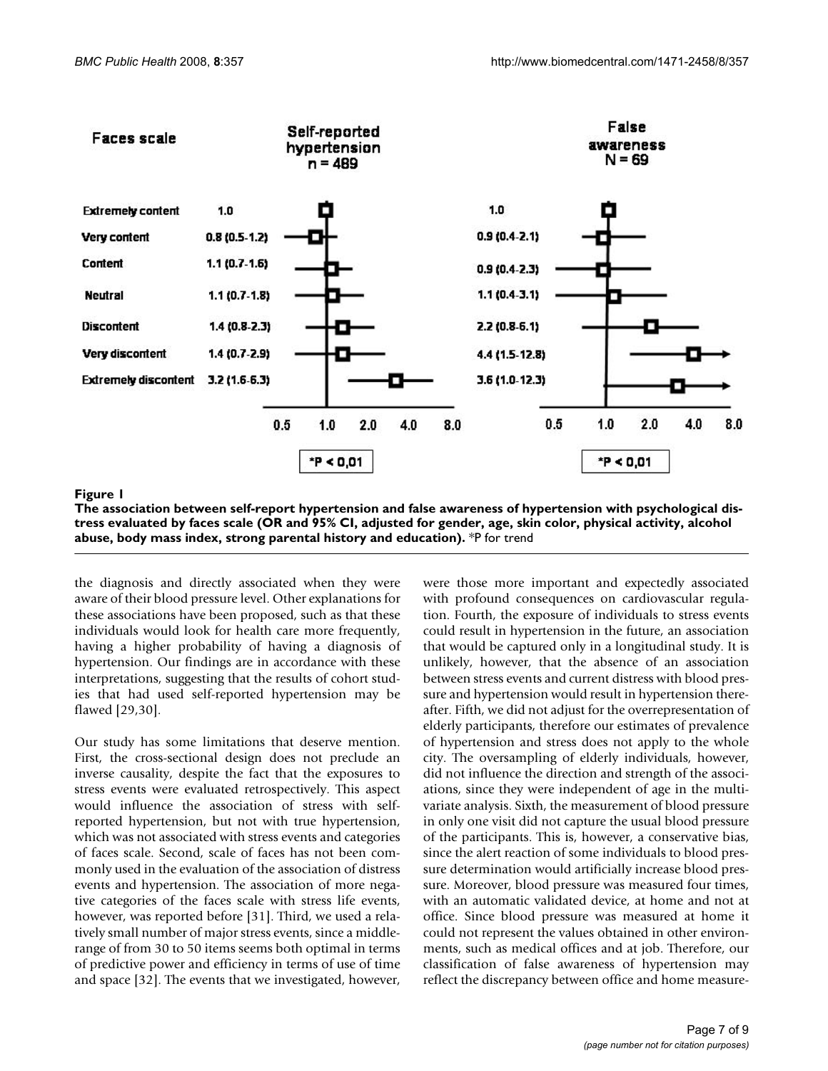Faces scale

Self-reported hypertension
n = 489

False awareness
N = 69

Extremely content 1.0 | 1.0

Very content 0.8 (0.5-1.2) | 0.9 (0.4-2.1)

Content 1.1 (0.7-1.6) | 0.9 (0.4-2.3)

Neutral 1.1 (0.7-1.8) | 1.1 (0.4-3.1)

Discontent 1.4 (0.8-2.3) | 2.2 (0.8-6.1)

Very discontent 1.4 (0.7-2.9) | 4.4 (1.5-12.8)

Extremely discontent 3.2 (1.6-6.3) | 3.6 (1.0-12.3)

0.5 1.0 2.0 4.0 8.0

0.5 1.0 2.0 4.0 8.0

*P < 0,01

*P < 0,01

**Figure 1**

**The association between self-report hypertension and false awareness of hypertension with psychological distress evaluated by faces scale (OR and 95% CI, adjusted for gender, age, skin color, physical activity, alcohol abuse, body mass index, strong parental history and education).** *P for trend

the diagnosis and directly associated when they were aware of their blood pressure level. Other explanations for these associations have been proposed, such as that these individuals would look for health care more frequently, having a higher probability of having a diagnosis of hypertension. Our findings are in accordance with these interpretations, suggesting that the results of cohort studies that had used self-reported hypertension may be flawed [29,30].

Our study has some limitations that deserve mention. First, the cross-sectional design does not preclude an inverse causality, despite the fact that the exposures to stress events were evaluated retrospectively. This aspect would influence the association of stress with self-reported hypertension, but not with true hypertension, which was not associated with stress events and categories of faces scale. Second, scale of faces has not been commonly used in the evaluation of the association of distress events and hypertension. The association of more negative categories of the faces scale with stress life events, however, was reported before [31]. Third, we used a relatively small number of major stress events, since a middle-range of from 30 to 50 items seems both optimal in terms of predictive power and efficiency in terms of use of time and space [32]. The events that we investigated, however, were those more important and expectedly associated with profound consequences on cardiovascular regulation. Fourth, the exposure of individuals to stress events could result in hypertension in the future, an association that would be captured only in a longitudinal study. It is unlikely, however, that the absence of an association between stress events and current distress with blood pressure and hypertension would result in hypertension thereafter. Fifth, we did not adjust for the overrepresentation of elderly participants, therefore our estimates of prevalence of hypertension and stress does not apply to the whole city. The oversampling of elderly individuals, however, did not influence the direction and strength of the associations, since they were independent of age in the multivariate analysis. Sixth, the measurement of blood pressure in only one visit did not capture the usual blood pressure of the participants. This is, however, a conservative bias, since the alert reaction of some individuals to blood pressure determination would artificially increase blood pressure. Moreover, blood pressure was measured four times, with an automatic validated device, at home and not at office. Since blood pressure was measured at home it could not represent the values obtained in other environments, such as medical offices and at job. Therefore, our classification of false awareness of hypertension may reflect the discrepancy between office and home measure-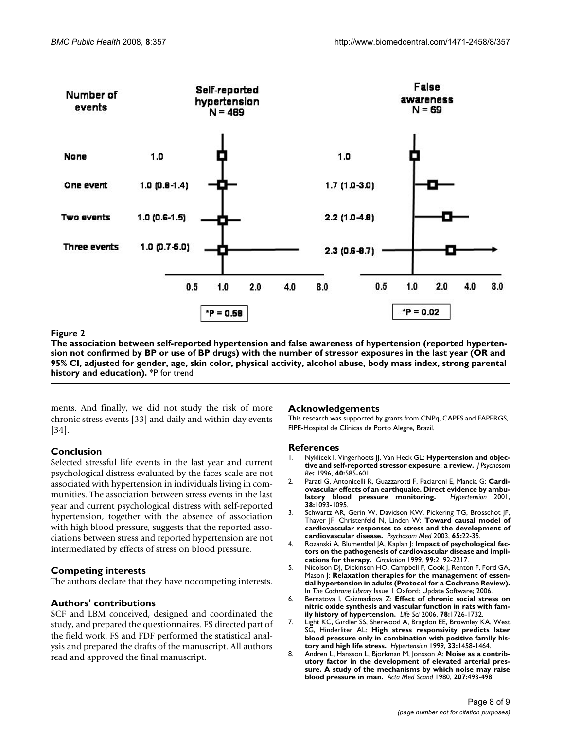Number of events | Self-reported hypertension N = 489 | False awareness N = 69

| Number of events | Self-reported hypertension N = 489 | False awareness N = 69 |
| --- | --- | --- |
| None | 1.0 | 1.0 |
| One event | 1.0 (0.8-1.4) | 1.7 (1.0-3.0) |
| Two events | 1.0 (0.6-1.5) | 2.2 (1.0-4.8) |
| Three events | 1.0 (0.7-5.0) | 2.3 (0.6-8.7) |
| | *P = 0.58 | *P = 0.02 |

**Figure 2**

**The association between self-reported hypertension and false awareness of hypertension (reported hypertension not confirmed by BP or use of BP drugs) with the number of stressor exposures in the last year (OR and 95% CI, adjusted for gender, age, skin color, physical activity, alcohol abuse, body mass index, strong parental history and education).** *P for trend

ments. And finally, we did not study the risk of more chronic stress events [33] and daily and within-day events [34].

## Conclusion

Selected stressful life events in the last year and current psychological distress evaluated by the faces scale are not associated with hypertension in individuals living in communities. The association between stress events in the last year and current psychological distress with self-reported hypertension, together with the absence of association with high blood pressure, suggests that the reported associations between stress and reported hypertension are not intermediated by effects of stress on blood pressure.

## Competing interests

The authors declare that they have nocompeting interests.

## Authors' contributions

SCF and LBM conceived, designed and coordinated the study, and prepared the questionnaires. FS directed part of the field work. FS and FDF performed the statistical analysis and prepared the drafts of the manuscript. All authors read and approved the final manuscript.

## Acknowledgements

This research was supported by grants from CNPq, CAPES and FAPERGS, FIPE-Hospital de Clínicas de Porto Alegre, Brazil.

## References

1. Nyklicek I, Vingerhoets JJ, Van Heck GL: **Hypertension and objective and self-reported stressor exposure: a review.** *J Psychosom Res* 1996, **40:**585-601.
2. Parati G, Antonicelli R, Guazzarotti F, Paciaroni E, Mancia G: **Cardiovascular effects of an earthquake. Direct evidence by ambulatory blood pressure monitoring.** *Hypertension* 2001, **38:**1093-1095.
3. Schwartz AR, Gerin W, Davidson KW, Pickering TG, Brosschot JF, Thayer JF, Christenfeld N, Linden W: **Toward causal model of cardiovascular responses to stress and the development of cardiovascular disease.** *Psychosom Med* 2003, **65:**22-35.
4. Rozanski A, Blumenthal JA, Kaplan J: **Impact of psychological factors on the pathogenesis of cardiovascular disease and implications for therapy.** *Circulation* 1999, **99:**2192-2217.
5. Nicolson DJ, Dickinson HO, Campbell F, Cook J, Renton F, Ford GA, Mason J: **Relaxation therapies for the management of essential hypertension in adults (Protocol for a Cochrane Review).** In *The Cochrane Library* Issue 1 Oxford: Update Software; 2006.
6. Bernatova I, Csizmadiova Z: **Effect of chronic social stress on nitric oxide synthesis and vascular function in rats with family history of hypertension.** *Life Sci* 2006, **78:**1726-1732.
7. Light KC, Girdler SS, Sherwood A, Bragdon EE, Brownley KA, West SG, Hinderliter AL: **High stress responsivity predicts later blood pressure only in combination with positive family history and high life stress.** *Hypertension* 1999, **33:**1458-1464.
8. Andren L, Hansson L, Bjorkman M, Jonsson A: **Noise as a contributory factor in the development of elevated arterial pressure. A study of the mechanisms by which noise may raise blood pressure in man.** *Acta Med Scand* 1980, **207:**493-498.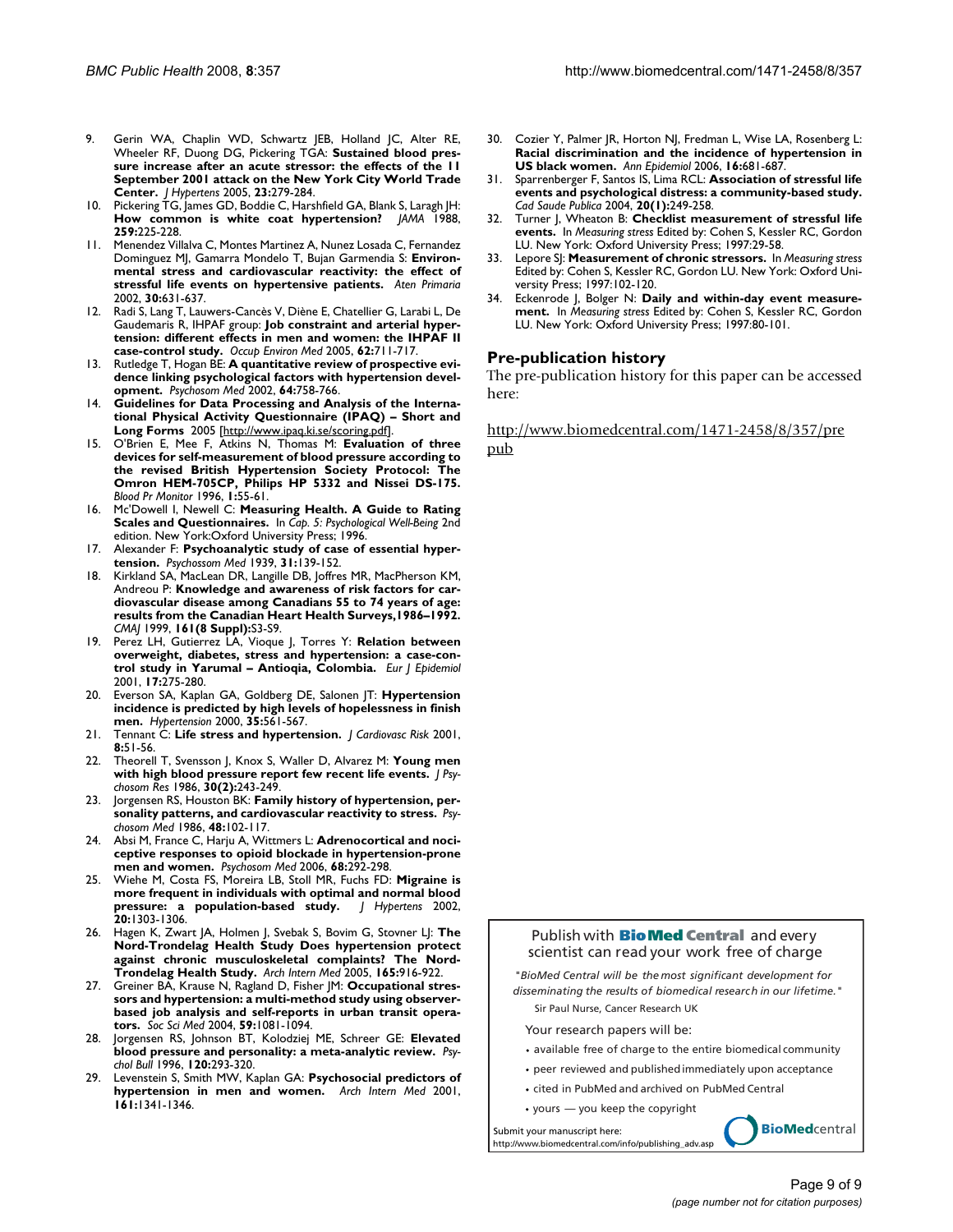9. Gerin WA, Chaplin WD, Schwartz JEB, Holland JC, Alter RE, Wheeler RF, Duong DG, Pickering TGA: **Sustained blood pressure increase after an acute stressor: the effects of the 11 September 2001 attack on the New York City World Trade Center.** *J Hypertens* 2005, **23:**279-284.
10. Pickering TG, James GD, Boddie C, Harshfield GA, Blank S, Laragh JH: **How common is white coat hypertension?** *JAMA* 1988, **259:**225-228.
11. Menendez Villalva C, Montes Martinez A, Nunez Losada C, Fernandez Dominguez MJ, Gamarra Mondelo T, Bujan Garmendia S: **Environmental stress and cardiovascular reactivity: the effect of stressful life events on hypertensive patients.** *Aten Primaria* 2002, **30:**631-637.
12. Radi S, Lang T, Lauwers-Cancès V, Diène E, Chatellier G, Larabi L, De Gaudemaris R, IHPAF group: **Job constraint and arterial hypertension: different effects in men and women: the IHPAF II case-control study.** *Occup Environ Med* 2005, **62:**711-717.
13. Rutledge T, Hogan BE: **A quantitative review of prospective evidence linking psychological factors with hypertension development.** *Psychosom Med* 2002, **64:**758-766.
14. **Guidelines for Data Processing and Analysis of the International Physical Activity Questionnaire (IPAQ) – Short and Long Forms** 2005 [http://www.ipaq.ki.se/scoring.pdf].
15. O'Brien E, Mee F, Atkins N, Thomas M: **Evaluation of three devices for self-measurement of blood pressure according to the revised British Hypertension Society Protocol: The Omron HEM-705CP, Philips HP 5332 and Nissei DS-175.** *Blood Pr Monitor* 1996, **1:**55-61.
16. Mc'Dowell I, Newell C: **Measuring Health. A Guide to Rating Scales and Questionnaires.** In *Cap. 5: Psychological Well-Being* 2nd edition. New York:Oxford University Press; 1996.
17. Alexander F: **Psychoanalytic study of case of essential hypertension.** *Psychossom Med* 1939, **31:**139-152.
18. Kirkland SA, MacLean DR, Langille DB, Joffres MR, MacPherson KM, Andreou P: **Knowledge and awareness of risk factors for cardiovascular disease among Canadians 55 to 74 years of age: results from the Canadian Heart Health Surveys,1986–1992.** *CMAJ* 1999, **161(8 Suppl):**S3-S9.
19. Perez LH, Gutierrez LA, Vioque J, Torres Y: **Relation between overweight, diabetes, stress and hypertension: a case-control study in Yarumal – Antioqia, Colombia.** *Eur J Epidemiol* 2001, **17:**275-280.
20. Everson SA, Kaplan GA, Goldberg DE, Salonen JT: **Hypertension incidence is predicted by high levels of hopelessness in finish men.** *Hypertension* 2000, **35:**561-567.
21. Tennant C: **Life stress and hypertension.** *J Cardiovasc Risk* 2001, **8:**51-56.
22. Theorell T, Svensson J, Knox S, Waller D, Alvarez M: **Young men with high blood pressure report few recent life events.** *J Psychosom Res* 1986, **30(2):**243-249.
23. Jorgensen RS, Houston BK: **Family history of hypertension, personality patterns, and cardiovascular reactivity to stress.** *Psychosom Med* 1986, **48:**102-117.
24. Absi M, France C, Harju A, Wittmers L: **Adrenocortical and nociceptive responses to opioid blockade in hypertension-prone men and women.** *Psychosom Med* 2006, **68:**292-298.
25. Wiehe M, Costa FS, Moreira LB, Stoll MR, Fuchs FD: **Migraine is more frequent in individuals with optimal and normal blood pressure: a population-based study.** *J Hypertens* 2002, **20:**1303-1306.
26. Hagen K, Zwart JA, Holmen J, Svebak S, Bovim G, Stovner LJ: **The Nord-Trondelag Health Study Does hypertension protect against chronic musculoskeletal complaints? The Nord-Trondelag Health Study.** *Arch Intern Med* 2005, **165:**916-922.
27. Greiner BA, Krause N, Ragland D, Fisher JM: **Occupational stressors and hypertension: a multi-method study using observer-based job analysis and self-reports in urban transit operators.** *Soc Sci Med* 2004, **59:**1081-1094.
28. Jorgensen RS, Johnson BT, Kolodziej ME, Schreer GE: **Elevated blood pressure and personality: a meta-analytic review.** *Psychol Bull* 1996, **120:**293-320.
29. Levenstein S, Smith MW, Kaplan GA: **Psychosocial predictors of hypertension in men and women.** *Arch Intern Med* 2001, **161:**1341-1346.
30. Cozier Y, Palmer JR, Horton NJ, Fredman L, Wise LA, Rosenberg L: **Racial discrimination and the incidence of hypertension in US black women.** *Ann Epidemiol* 2006, **16:**681-687.
31. Sparrenberger F, Santos IS, Lima RCL: **Association of stressful life events and psychological distress: a community-based study.** *Cad Saude Publica* 2004, **20(1):**249-258.
32. Turner J, Wheaton B: **Checklist measurement of stressful life events.** In *Measuring stress* Edited by: Cohen S, Kessler RC, Gordon LU. New York: Oxford University Press; 1997:29-58.
33. Lepore SJ: **Measurement of chronic stressors.** In *Measuring stress* Edited by: Cohen S, Kessler RC, Gordon LU. New York: Oxford University Press; 1997:102-120.
34. Eckenrode J, Bolger N: **Daily and within-day event measurement.** In *Measuring stress* Edited by: Cohen S, Kessler RC, Gordon LU. New York: Oxford University Press; 1997:80-101.

## Pre-publication history

The pre-publication history for this paper can be accessed here:

http://www.biomedcentral.com/1471-2458/8/357/prepub

Publish with **BioMed Central** and every scientist can read your work free of charge

*"BioMed Central will be the most significant development for disseminating the results of biomedical research in our lifetime."*
Sir Paul Nurse, Cancer Research UK

Your research papers will be:

- available free of charge to the entire biomedical community
- peer reviewed and published immediately upon acceptance
- cited in PubMed and archived on PubMed Central
- yours — you keep the copyright

Submit your manuscript here:
http://www.biomedcentral.com/info/publishing_adv.asp

BioMedcentral